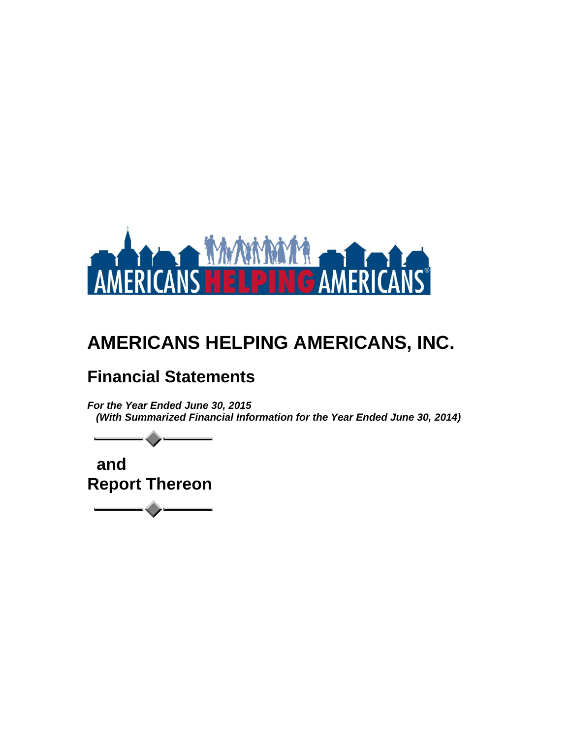# AMERICANS HELPING AMERICANS, INC.

## Financial Statements

***For the Year Ended June 30, 2015***
***(With Summarized Financial Information for the Year Ended June 30, 2014)***

**and**
**Report Thereon**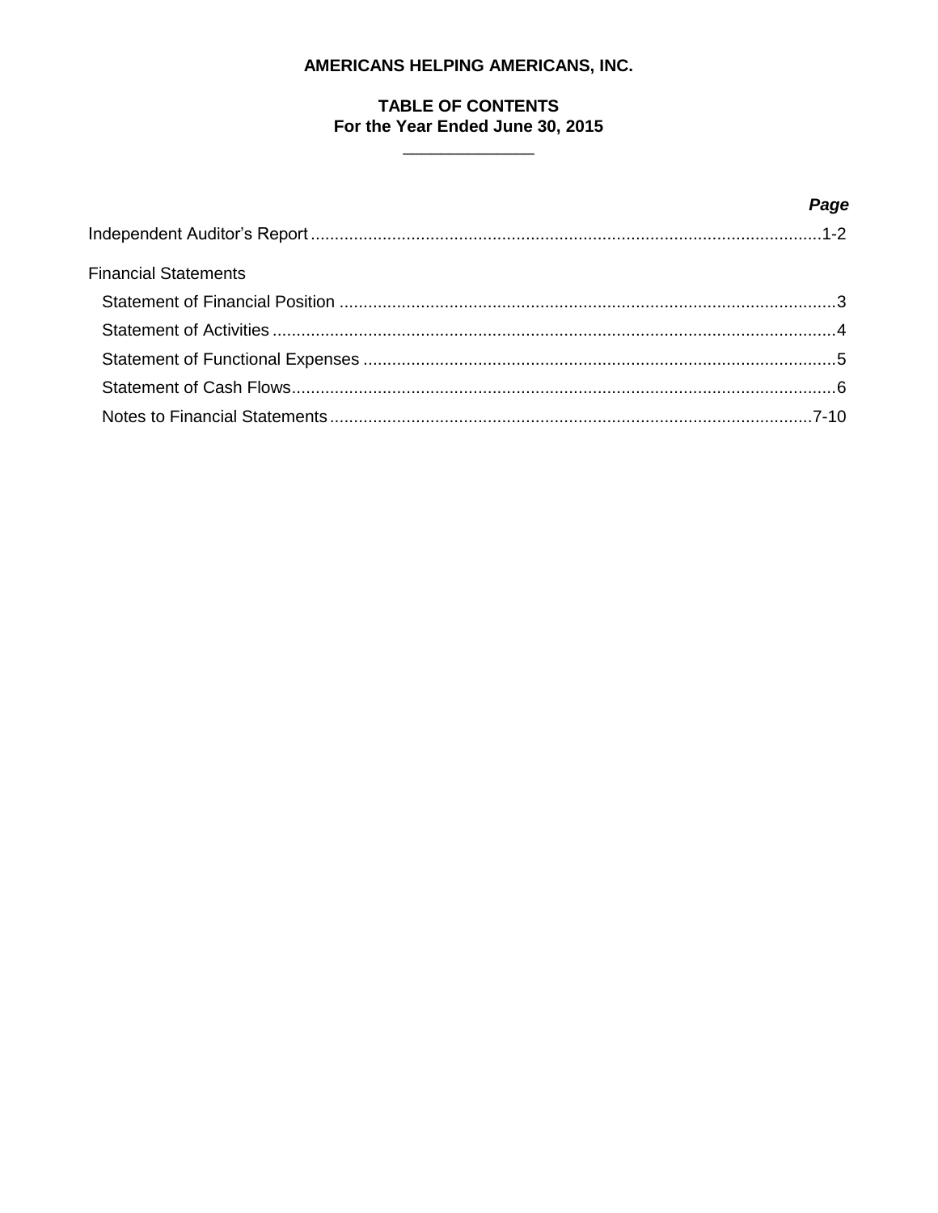**AMERICANS HELPING AMERICANS, INC.**

**TABLE OF CONTENTS**
**For the Year Ended June 30, 2015**

| | ***Page*** |
|---|---|
| Independent Auditor’s Report | 1-2 |
| Financial Statements | |
| Statement of Financial Position | 3 |
| Statement of Activities | 4 |
| Statement of Functional Expenses | 5 |
| Statement of Cash Flows | 6 |
| Notes to Financial Statements | 7-10 |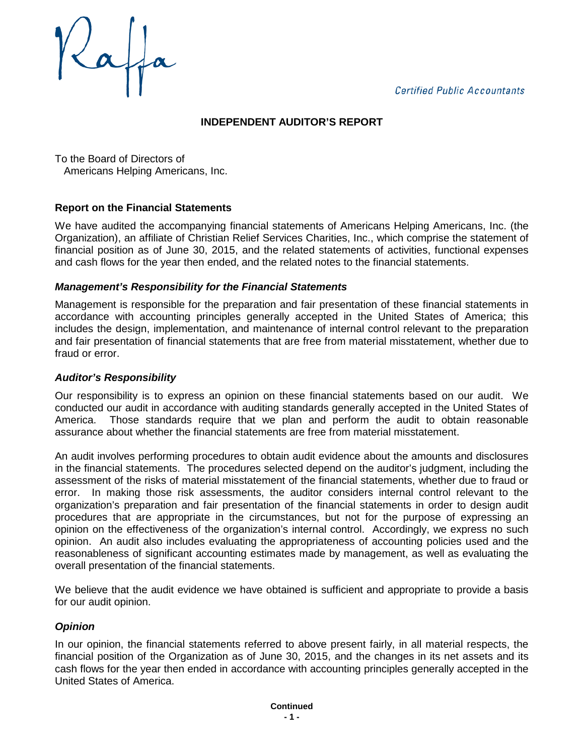Raffa

*Certified Public Accountants*

# INDEPENDENT AUDITOR'S REPORT

To the Board of Directors of
Americans Helping Americans, Inc.

## Report on the Financial Statements

We have audited the accompanying financial statements of Americans Helping Americans, Inc. (the Organization), an affiliate of Christian Relief Services Charities, Inc., which comprise the statement of financial position as of June 30, 2015, and the related statements of activities, functional expenses and cash flows for the year then ended, and the related notes to the financial statements.

### *Management's Responsibility for the Financial Statements*

Management is responsible for the preparation and fair presentation of these financial statements in accordance with accounting principles generally accepted in the United States of America; this includes the design, implementation, and maintenance of internal control relevant to the preparation and fair presentation of financial statements that are free from material misstatement, whether due to fraud or error.

### *Auditor's Responsibility*

Our responsibility is to express an opinion on these financial statements based on our audit. We conducted our audit in accordance with auditing standards generally accepted in the United States of America. Those standards require that we plan and perform the audit to obtain reasonable assurance about whether the financial statements are free from material misstatement.

An audit involves performing procedures to obtain audit evidence about the amounts and disclosures in the financial statements. The procedures selected depend on the auditor's judgment, including the assessment of the risks of material misstatement of the financial statements, whether due to fraud or error. In making those risk assessments, the auditor considers internal control relevant to the organization's preparation and fair presentation of the financial statements in order to design audit procedures that are appropriate in the circumstances, but not for the purpose of expressing an opinion on the effectiveness of the organization's internal control. Accordingly, we express no such opinion. An audit also includes evaluating the appropriateness of accounting policies used and the reasonableness of significant accounting estimates made by management, as well as evaluating the overall presentation of the financial statements.

We believe that the audit evidence we have obtained is sufficient and appropriate to provide a basis for our audit opinion.

### *Opinion*

In our opinion, the financial statements referred to above present fairly, in all material respects, the financial position of the Organization as of June 30, 2015, and the changes in its net assets and its cash flows for the year then ended in accordance with accounting principles generally accepted in the United States of America.

**Continued**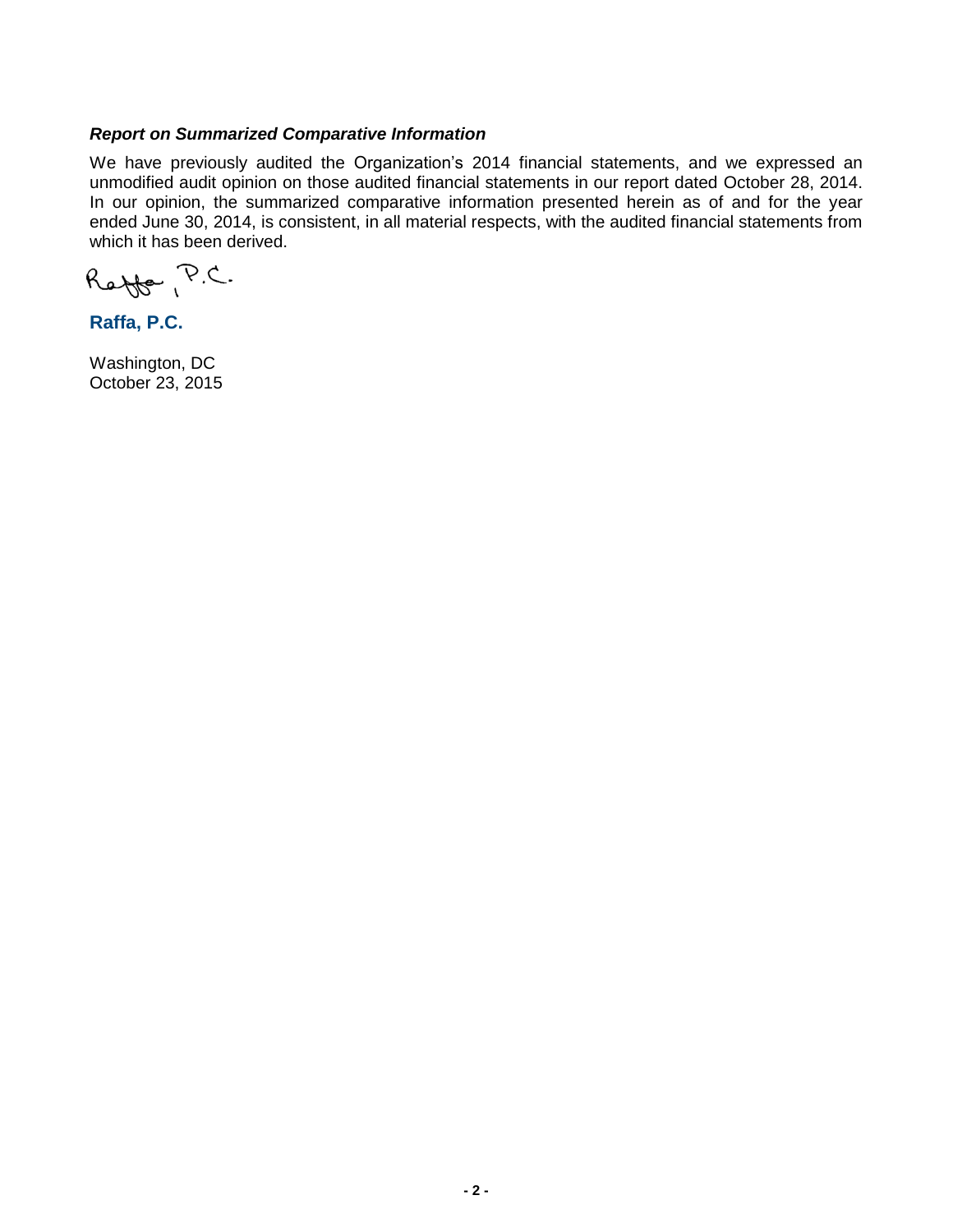### *Report on Summarized Comparative Information*

We have previously audited the Organization's 2014 financial statements, and we expressed an unmodified audit opinion on those audited financial statements in our report dated October 28, 2014. In our opinion, the summarized comparative information presented herein as of and for the year ended June 30, 2014, is consistent, in all material respects, with the audited financial statements from which it has been derived.

Raffa, P.C.

**Raffa, P.C.**

Washington, DC
October 23, 2015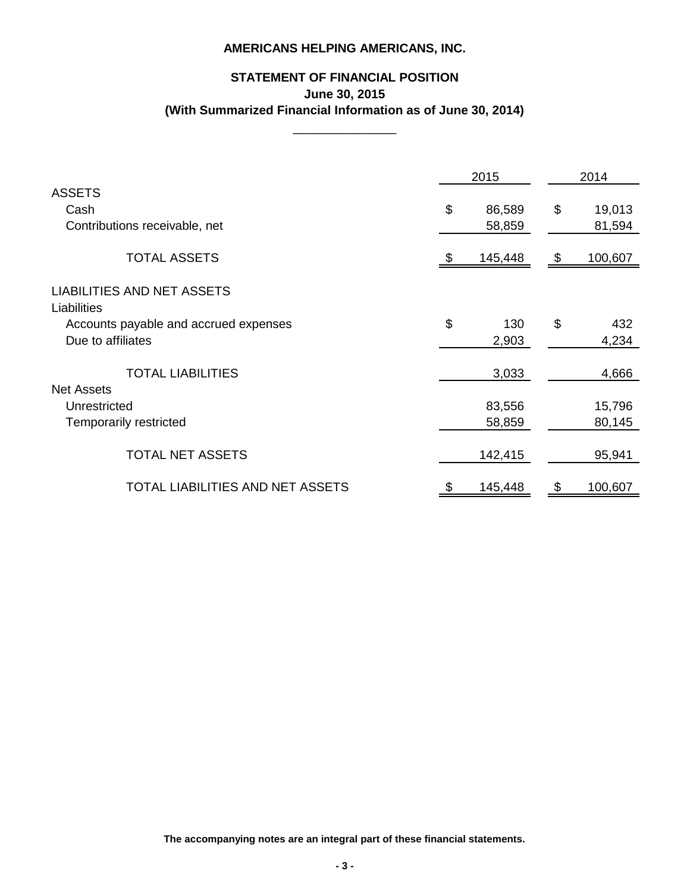**AMERICANS HELPING AMERICANS, INC.**

**STATEMENT OF FINANCIAL POSITION**
**June 30, 2015**
**(With Summarized Financial Information as of June 30, 2014)**

| | 2015 | 2014 |
|---|---|---|
| ASSETS | | |
| Cash | $ 86,589 | $ 19,013 |
| Contributions receivable, net | 58,859 | 81,594 |
| TOTAL ASSETS | $ 145,448 | $ 100,607 |
| LIABILITIES AND NET ASSETS | | |
| Liabilities | | |
| Accounts payable and accrued expenses | $ 130 | $ 432 |
| Due to affiliates | 2,903 | 4,234 |
| TOTAL LIABILITIES | 3,033 | 4,666 |
| Net Assets | | |
| Unrestricted | 83,556 | 15,796 |
| Temporarily restricted | 58,859 | 80,145 |
| TOTAL NET ASSETS | 142,415 | 95,941 |
| TOTAL LIABILITIES AND NET ASSETS | $ 145,448 | $ 100,607 |

**The accompanying notes are an integral part of these financial statements.**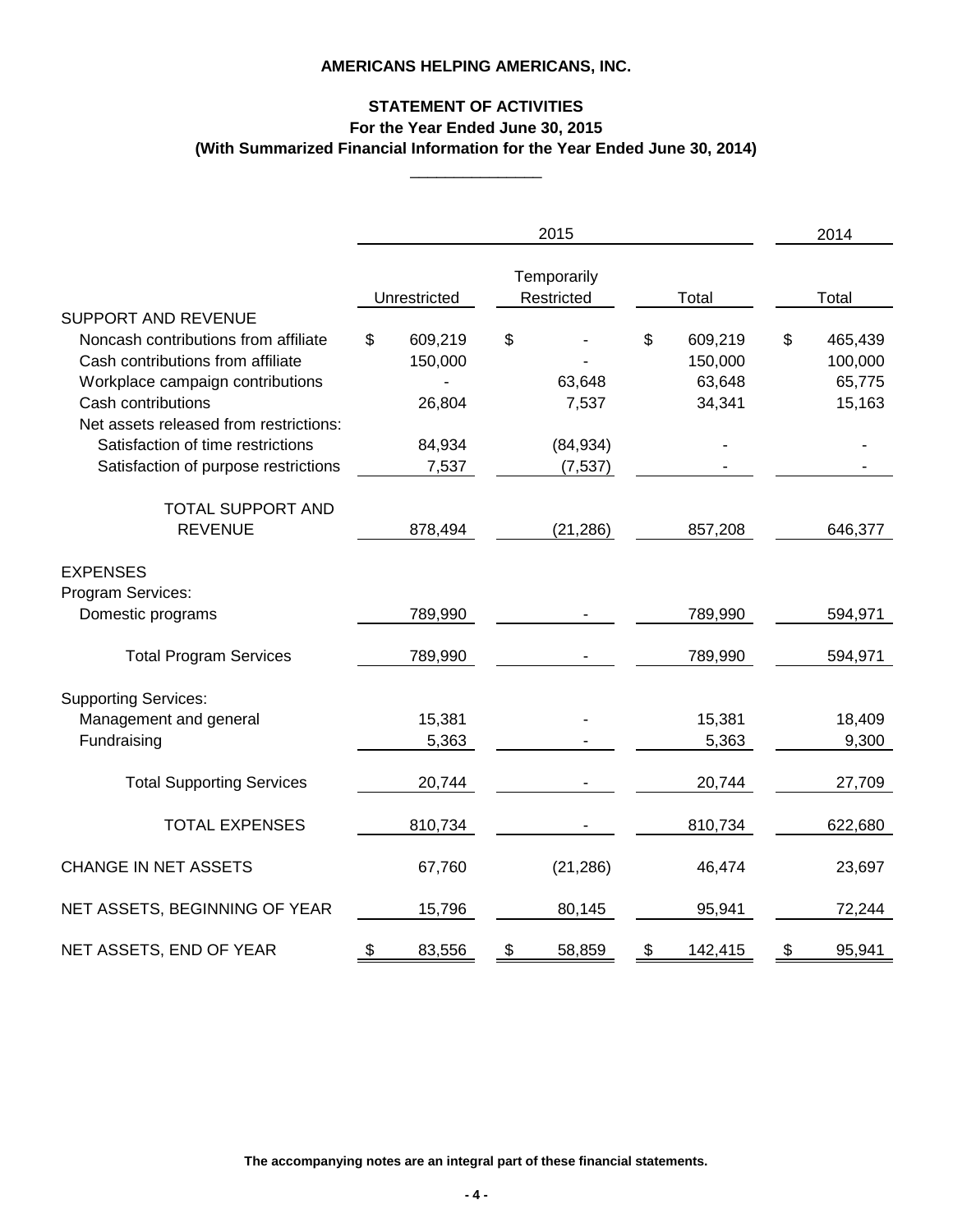**AMERICANS HELPING AMERICANS, INC.**

# STATEMENT OF ACTIVITIES

**For the Year Ended June 30, 2015**

**(With Summarized Financial Information for the Year Ended June 30, 2014)**

| | 2015 | | | 2014 |
|---|---|---|---|---|
| | Unrestricted | Temporarily Restricted | Total | Total |
| SUPPORT AND REVENUE | | | | |
| Noncash contributions from affiliate | $ 609,219 | $ - | $ 609,219 | $ 465,439 |
| Cash contributions from affiliate | 150,000 | - | 150,000 | 100,000 |
| Workplace campaign contributions | - | 63,648 | 63,648 | 65,775 |
| Cash contributions | 26,804 | 7,537 | 34,341 | 15,163 |
| Net assets released from restrictions: | | | | |
| Satisfaction of time restrictions | 84,934 | (84,934) | - | - |
| Satisfaction of purpose restrictions | 7,537 | (7,537) | - | - |
| TOTAL SUPPORT AND REVENUE | 878,494 | (21,286) | 857,208 | 646,377 |
| EXPENSES | | | | |
| Program Services: | | | | |
| Domestic programs | 789,990 | - | 789,990 | 594,971 |
| Total Program Services | 789,990 | - | 789,990 | 594,971 |
| Supporting Services: | | | | |
| Management and general | 15,381 | - | 15,381 | 18,409 |
| Fundraising | 5,363 | - | 5,363 | 9,300 |
| Total Supporting Services | 20,744 | - | 20,744 | 27,709 |
| TOTAL EXPENSES | 810,734 | - | 810,734 | 622,680 |
| CHANGE IN NET ASSETS | 67,760 | (21,286) | 46,474 | 23,697 |
| NET ASSETS, BEGINNING OF YEAR | 15,796 | 80,145 | 95,941 | 72,244 |
| NET ASSETS, END OF YEAR | $ 83,556 | $ 58,859 | $ 142,415 | $ 95,941 |

**The accompanying notes are an integral part of these financial statements.**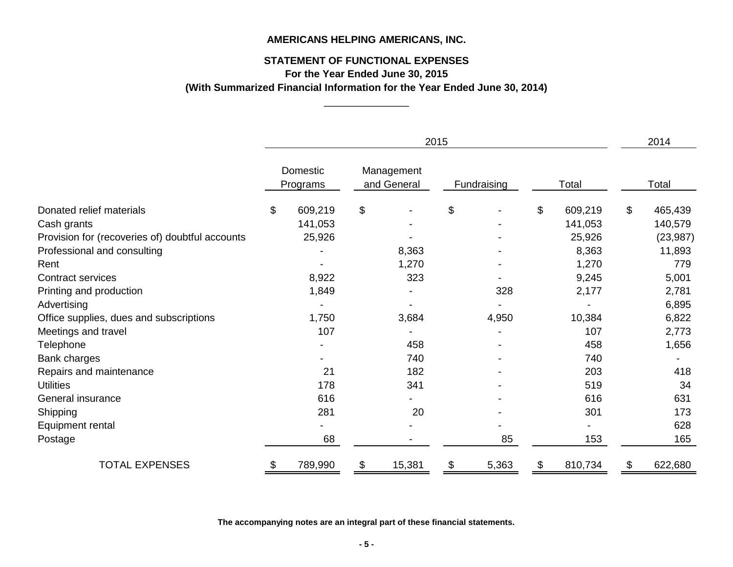**AMERICANS HELPING AMERICANS, INC.**

**STATEMENT OF FUNCTIONAL EXPENSES**
**For the Year Ended June 30, 2015**
**(With Summarized Financial Information for the Year Ended June 30, 2014)**

| | 2015 | | | | 2014 |
|---|---|---|---|---|---|
| | Domestic Programs | Management and General | Fundraising | Total | Total |
| Donated relief materials | $ 609,219 | $ - | $ - | $ 609,219 | $ 465,439 |
| Cash grants | 141,053 | - | - | 141,053 | 140,579 |
| Provision for (recoveries of) doubtful accounts | 25,926 | - | - | 25,926 | (23,987) |
| Professional and consulting | - | 8,363 | - | 8,363 | 11,893 |
| Rent | - | 1,270 | - | 1,270 | 779 |
| Contract services | 8,922 | 323 | - | 9,245 | 5,001 |
| Printing and production | 1,849 | - | 328 | 2,177 | 2,781 |
| Advertising | - | - | - | - | 6,895 |
| Office supplies, dues and subscriptions | 1,750 | 3,684 | 4,950 | 10,384 | 6,822 |
| Meetings and travel | 107 | - | - | 107 | 2,773 |
| Telephone | - | 458 | - | 458 | 1,656 |
| Bank charges | - | 740 | - | 740 | - |
| Repairs and maintenance | 21 | 182 | - | 203 | 418 |
| Utilities | 178 | 341 | - | 519 | 34 |
| General insurance | 616 | - | - | 616 | 631 |
| Shipping | 281 | 20 | - | 301 | 173 |
| Equipment rental | - | - | - | - | 628 |
| Postage | 68 | - | 85 | 153 | 165 |
| TOTAL EXPENSES | $ 789,990 | $ 15,381 | $ 5,363 | $ 810,734 | $ 622,680 |

**The accompanying notes are an integral part of these financial statements.**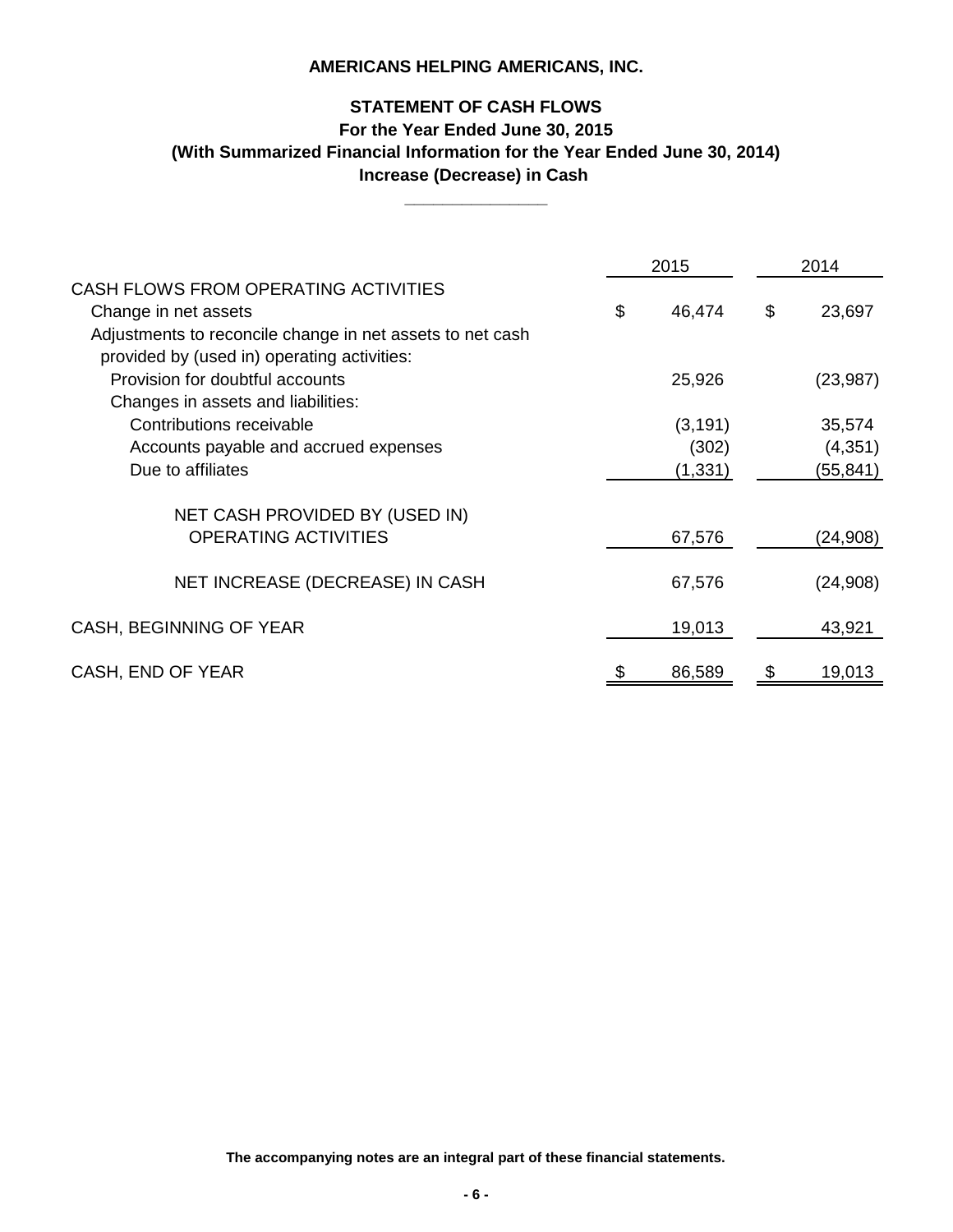**AMERICANS HELPING AMERICANS, INC.**

**STATEMENT OF CASH FLOWS**
**For the Year Ended June 30, 2015**
**(With Summarized Financial Information for the Year Ended June 30, 2014)**
**Increase (Decrease) in Cash**

| | 2015 | 2014 |
|---|---|---|
| CASH FLOWS FROM OPERATING ACTIVITIES | | |
| Change in net assets | $ 46,474 | $ 23,697 |
| Adjustments to reconcile change in net assets to net cash provided by (used in) operating activities: | | |
| Provision for doubtful accounts | 25,926 | (23,987) |
| Changes in assets and liabilities: | | |
| Contributions receivable | (3,191) | 35,574 |
| Accounts payable and accrued expenses | (302) | (4,351) |
| Due to affiliates | (1,331) | (55,841) |
| NET CASH PROVIDED BY (USED IN) OPERATING ACTIVITIES | 67,576 | (24,908) |
| NET INCREASE (DECREASE) IN CASH | 67,576 | (24,908) |
| CASH, BEGINNING OF YEAR | 19,013 | 43,921 |
| CASH, END OF YEAR | $ 86,589 | $ 19,013 |

**The accompanying notes are an integral part of these financial statements.**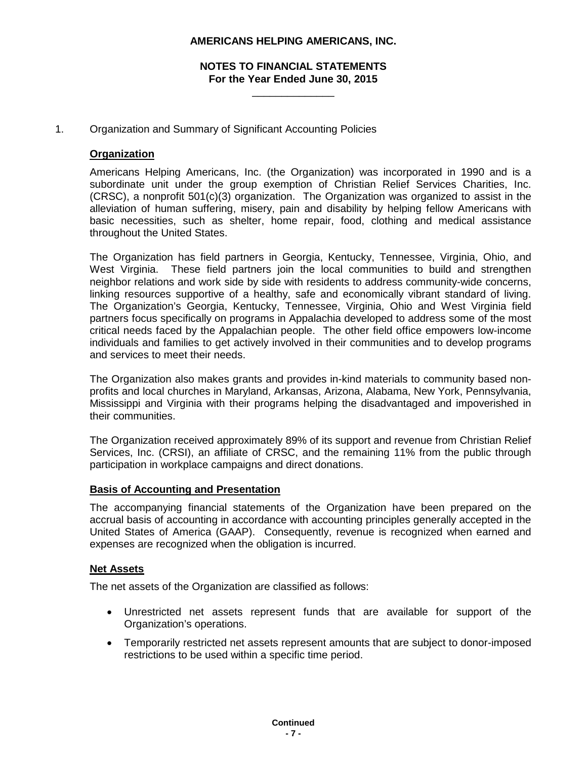**AMERICANS HELPING AMERICANS, INC.**

**NOTES TO FINANCIAL STATEMENTS**
**For the Year Ended June 30, 2015**

1. Organization and Summary of Significant Accounting Policies

**Organization**

Americans Helping Americans, Inc. (the Organization) was incorporated in 1990 and is a subordinate unit under the group exemption of Christian Relief Services Charities, Inc. (CRSC), a nonprofit 501(c)(3) organization. The Organization was organized to assist in the alleviation of human suffering, misery, pain and disability by helping fellow Americans with basic necessities, such as shelter, home repair, food, clothing and medical assistance throughout the United States.

The Organization has field partners in Georgia, Kentucky, Tennessee, Virginia, Ohio, and West Virginia. These field partners join the local communities to build and strengthen neighbor relations and work side by side with residents to address community-wide concerns, linking resources supportive of a healthy, safe and economically vibrant standard of living. The Organization's Georgia, Kentucky, Tennessee, Virginia, Ohio and West Virginia field partners focus specifically on programs in Appalachia developed to address some of the most critical needs faced by the Appalachian people. The other field office empowers low-income individuals and families to get actively involved in their communities and to develop programs and services to meet their needs.

The Organization also makes grants and provides in-kind materials to community based non-profits and local churches in Maryland, Arkansas, Arizona, Alabama, New York, Pennsylvania, Mississippi and Virginia with their programs helping the disadvantaged and impoverished in their communities.

The Organization received approximately 89% of its support and revenue from Christian Relief Services, Inc. (CRSI), an affiliate of CRSC, and the remaining 11% from the public through participation in workplace campaigns and direct donations.

**Basis of Accounting and Presentation**

The accompanying financial statements of the Organization have been prepared on the accrual basis of accounting in accordance with accounting principles generally accepted in the United States of America (GAAP). Consequently, revenue is recognized when earned and expenses are recognized when the obligation is incurred.

**Net Assets**

The net assets of the Organization are classified as follows:

- Unrestricted net assets represent funds that are available for support of the Organization's operations.
- Temporarily restricted net assets represent amounts that are subject to donor-imposed restrictions to be used within a specific time period.

**Continued**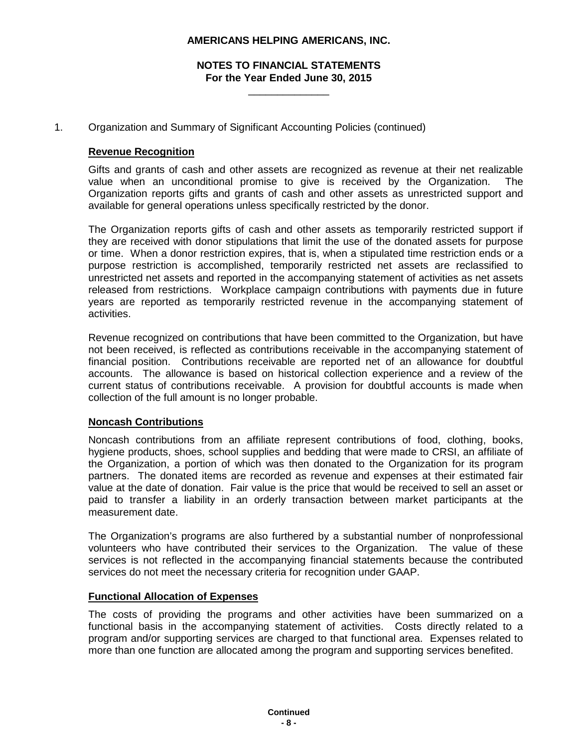1. Organization and Summary of Significant Accounting Policies (continued)

### Revenue Recognition

Gifts and grants of cash and other assets are recognized as revenue at their net realizable value when an unconditional promise to give is received by the Organization. The Organization reports gifts and grants of cash and other assets as unrestricted support and available for general operations unless specifically restricted by the donor.

The Organization reports gifts of cash and other assets as temporarily restricted support if they are received with donor stipulations that limit the use of the donated assets for purpose or time. When a donor restriction expires, that is, when a stipulated time restriction ends or a purpose restriction is accomplished, temporarily restricted net assets are reclassified to unrestricted net assets and reported in the accompanying statement of activities as net assets released from restrictions. Workplace campaign contributions with payments due in future years are reported as temporarily restricted revenue in the accompanying statement of activities.

Revenue recognized on contributions that have been committed to the Organization, but have not been received, is reflected as contributions receivable in the accompanying statement of financial position. Contributions receivable are reported net of an allowance for doubtful accounts. The allowance is based on historical collection experience and a review of the current status of contributions receivable. A provision for doubtful accounts is made when collection of the full amount is no longer probable.

### Noncash Contributions

Noncash contributions from an affiliate represent contributions of food, clothing, books, hygiene products, shoes, school supplies and bedding that were made to CRSI, an affiliate of the Organization, a portion of which was then donated to the Organization for its program partners. The donated items are recorded as revenue and expenses at their estimated fair value at the date of donation. Fair value is the price that would be received to sell an asset or paid to transfer a liability in an orderly transaction between market participants at the measurement date.

The Organization's programs are also furthered by a substantial number of nonprofessional volunteers who have contributed their services to the Organization. The value of these services is not reflected in the accompanying financial statements because the contributed services do not meet the necessary criteria for recognition under GAAP.

### Functional Allocation of Expenses

The costs of providing the programs and other activities have been summarized on a functional basis in the accompanying statement of activities. Costs directly related to a program and/or supporting services are charged to that functional area. Expenses related to more than one function are allocated among the program and supporting services benefited.

Continued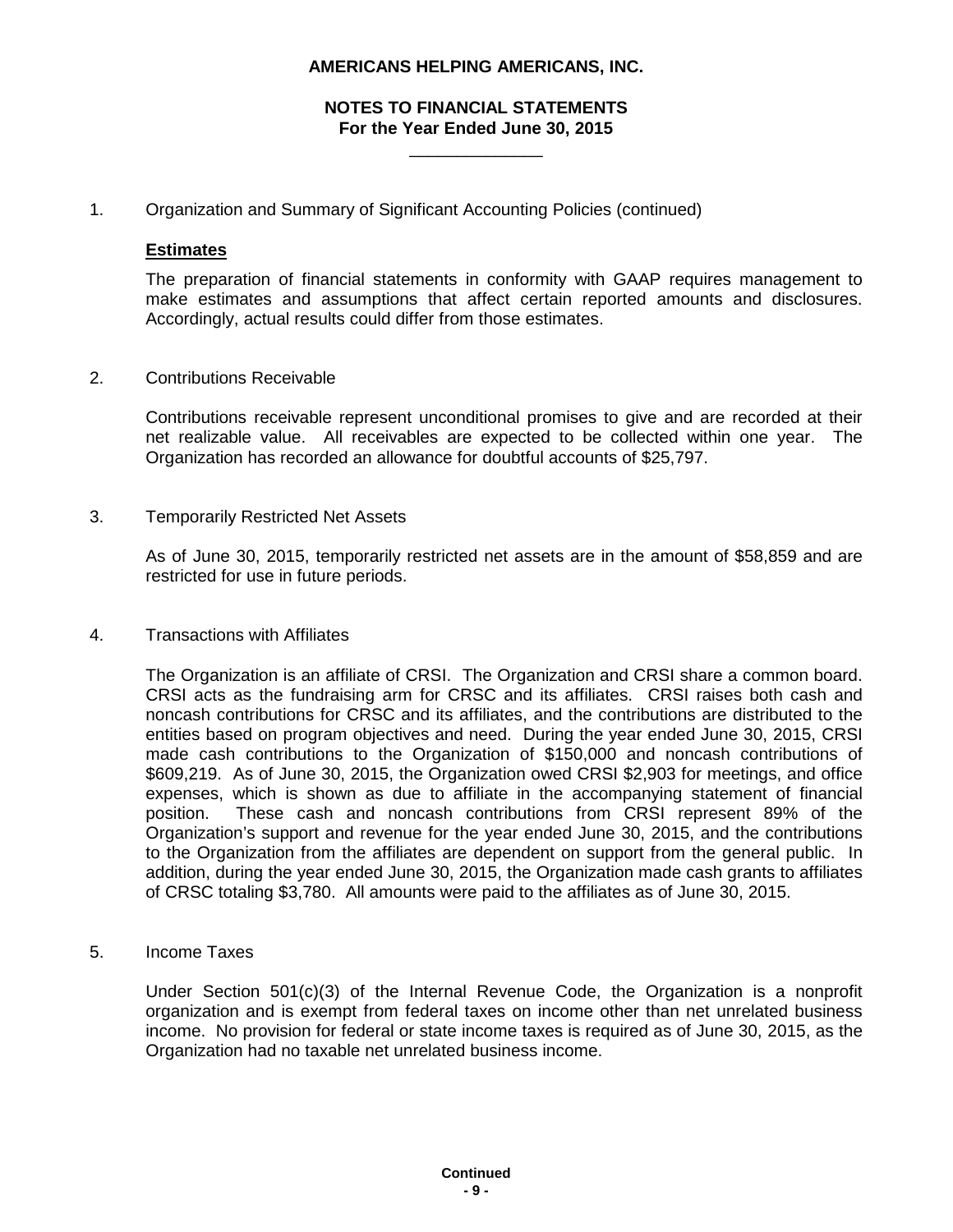# AMERICANS HELPING AMERICANS, INC.

## NOTES TO FINANCIAL STATEMENTS
## For the Year Ended June 30, 2015

1. Organization and Summary of Significant Accounting Policies (continued)

**Estimates**

The preparation of financial statements in conformity with GAAP requires management to make estimates and assumptions that affect certain reported amounts and disclosures. Accordingly, actual results could differ from those estimates.

2. Contributions Receivable

Contributions receivable represent unconditional promises to give and are recorded at their net realizable value. All receivables are expected to be collected within one year. The Organization has recorded an allowance for doubtful accounts of $25,797.

3. Temporarily Restricted Net Assets

As of June 30, 2015, temporarily restricted net assets are in the amount of $58,859 and are restricted for use in future periods.

4. Transactions with Affiliates

The Organization is an affiliate of CRSI. The Organization and CRSI share a common board. CRSI acts as the fundraising arm for CRSC and its affiliates. CRSI raises both cash and noncash contributions for CRSC and its affiliates, and the contributions are distributed to the entities based on program objectives and need. During the year ended June 30, 2015, CRSI made cash contributions to the Organization of $150,000 and noncash contributions of $609,219. As of June 30, 2015, the Organization owed CRSI $2,903 for meetings, and office expenses, which is shown as due to affiliate in the accompanying statement of financial position. These cash and noncash contributions from CRSI represent 89% of the Organization's support and revenue for the year ended June 30, 2015, and the contributions to the Organization from the affiliates are dependent on support from the general public. In addition, during the year ended June 30, 2015, the Organization made cash grants to affiliates of CRSC totaling $3,780. All amounts were paid to the affiliates as of June 30, 2015.

5. Income Taxes

Under Section 501(c)(3) of the Internal Revenue Code, the Organization is a nonprofit organization and is exempt from federal taxes on income other than net unrelated business income. No provision for federal or state income taxes is required as of June 30, 2015, as the Organization had no taxable net unrelated business income.

**Continued**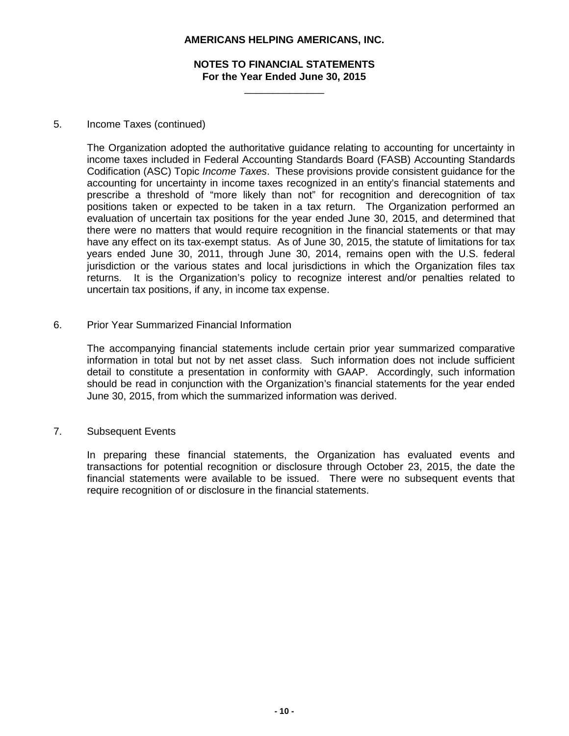# AMERICANS HELPING AMERICANS, INC.

## NOTES TO FINANCIAL STATEMENTS
## For the Year Ended June 30, 2015

5. Income Taxes (continued)

The Organization adopted the authoritative guidance relating to accounting for uncertainty in income taxes included in Federal Accounting Standards Board (FASB) Accounting Standards Codification (ASC) Topic *Income Taxes*. These provisions provide consistent guidance for the accounting for uncertainty in income taxes recognized in an entity's financial statements and prescribe a threshold of "more likely than not" for recognition and derecognition of tax positions taken or expected to be taken in a tax return. The Organization performed an evaluation of uncertain tax positions for the year ended June 30, 2015, and determined that there were no matters that would require recognition in the financial statements or that may have any effect on its tax-exempt status. As of June 30, 2015, the statute of limitations for tax years ended June 30, 2011, through June 30, 2014, remains open with the U.S. federal jurisdiction or the various states and local jurisdictions in which the Organization files tax returns. It is the Organization's policy to recognize interest and/or penalties related to uncertain tax positions, if any, in income tax expense.

6. Prior Year Summarized Financial Information

The accompanying financial statements include certain prior year summarized comparative information in total but not by net asset class. Such information does not include sufficient detail to constitute a presentation in conformity with GAAP. Accordingly, such information should be read in conjunction with the Organization's financial statements for the year ended June 30, 2015, from which the summarized information was derived.

7. Subsequent Events

In preparing these financial statements, the Organization has evaluated events and transactions for potential recognition or disclosure through October 23, 2015, the date the financial statements were available to be issued. There were no subsequent events that require recognition of or disclosure in the financial statements.